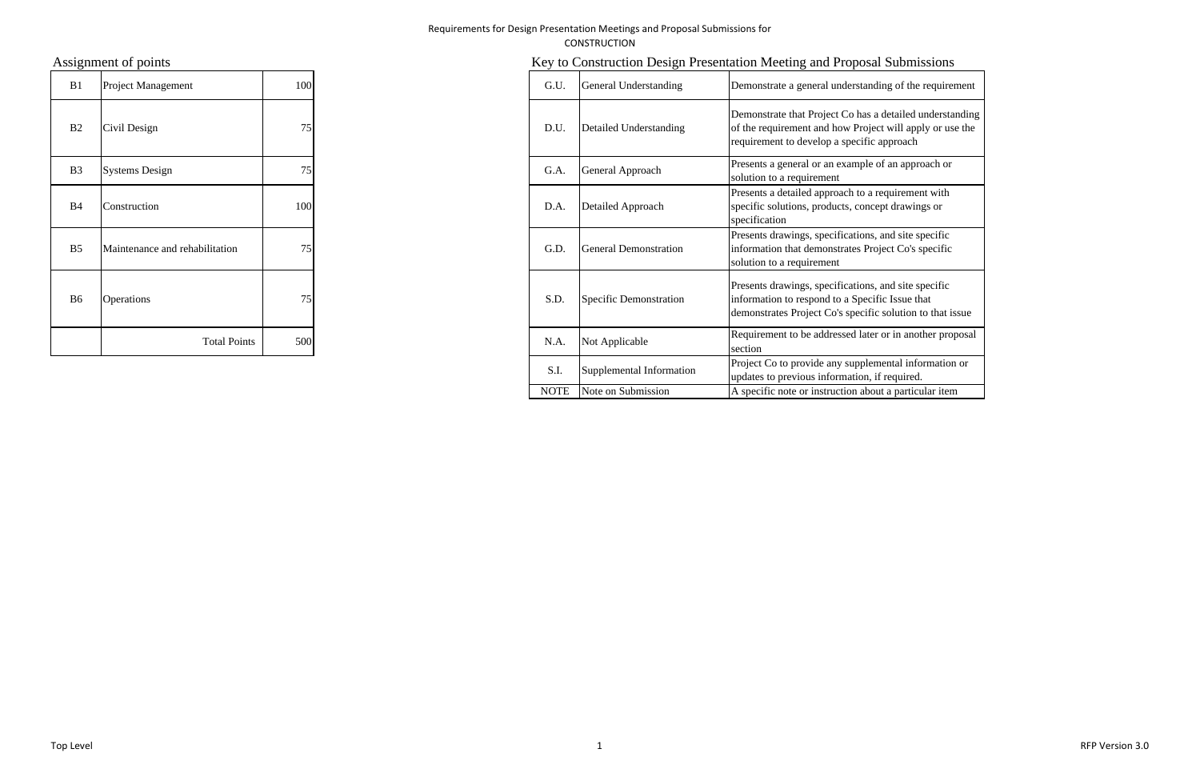Requirements for Design Presentation Meetings and Proposal Submissions for
CONSTRUCTION

## Assignment of points

| | | |
|---|---|---|
| B1 | Project Management | 100 |
| B2 | Civil Design | 75 |
| B3 | Systems Design | 75 |
| B4 | Construction | 100 |
| B5 | Maintenance and rehabilitation | 75 |
| B6 | Operations | 75 |
| | Total Points | 500 |

## Key to Construction Design Presentation Meeting and Proposal Submissions

| | | |
|---|---|---|
| G.U. | General Understanding | Demonstrate a general understanding of the requirement |
| D.U. | Detailed Understanding | Demonstrate that Project Co has a detailed understanding of the requirement and how Project will apply or use the requirement to develop a specific approach |
| G.A. | General Approach | Presents a general or an example of an approach or solution to a requirement |
| D.A. | Detailed Approach | Presents a detailed approach to a requirement with specific solutions, products, concept drawings or specification |
| G.D. | General Demonstration | Presents drawings, specifications, and site specific information that demonstrates Project Co's specific solution to a requirement |
| S.D. | Specific Demonstration | Presents drawings, specifications, and site specific information to respond to a Specific Issue that demonstrates Project Co's specific solution to that issue |
| N.A. | Not Applicable | Requirement to be addressed later or in another proposal section |
| S.I. | Supplemental Information | Project Co to provide any supplemental information or updates to previous information, if required. |
| NOTE | Note on Submission | A specific note or instruction about a particular item |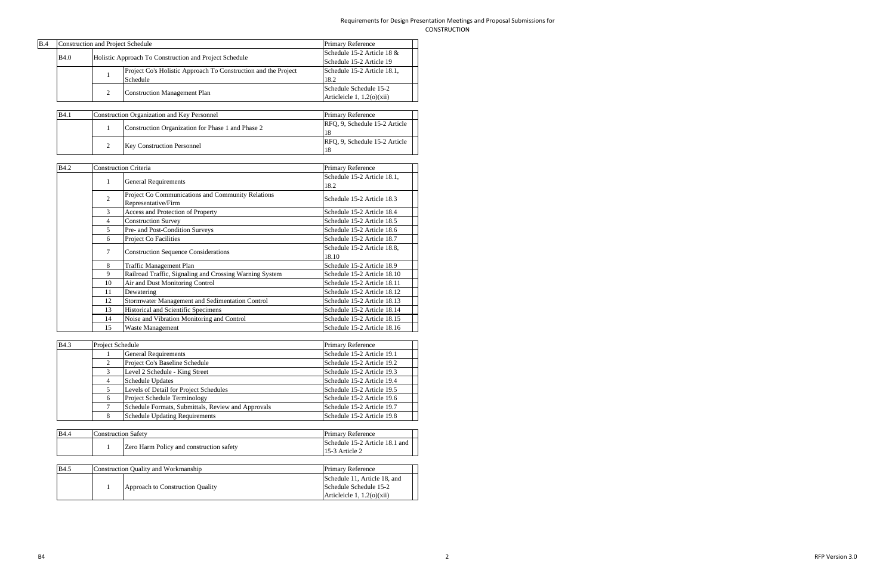Requirements for Design Presentation Meetings and Proposal Submissions for CONSTRUCTION

| B.4 | Construction and Project Schedule | | | Primary Reference |
|---|---|---|---|---|
| | B4.0 | Holistic Approach To Construction and Project Schedule | | Schedule 15-2 Article 18 & Schedule 15-2 Article 19 |
| | | 1 | Project Co's Holistic Approach To Construction and the Project Schedule | Schedule 15-2 Article 18.1, 18.2 |
| | | 2 | Construction Management Plan | Schedule Schedule 15-2 Articleicle 1, 1.2(o)(xii) |

| B4.1 | Construction Organization and Key Personnel | | Primary Reference |
|---|---|---|---|
| | 1 | Construction Organization for Phase 1 and Phase 2 | RFQ, 9, Schedule 15-2 Article 18 |
| | 2 | Key Construction Personnel | RFQ, 9, Schedule 15-2 Article 18 |

| B4.2 | Construction Criteria | | Primary Reference |
|---|---|---|---|
| | 1 | General Requirements | Schedule 15-2 Article 18.1, 18.2 |
| | 2 | Project Co Communications and Community Relations Representative/Firm | Schedule 15-2 Article 18.3 |
| | 3 | Access and Protection of Property | Schedule 15-2 Article 18.4 |
| | 4 | Construction Survey | Schedule 15-2 Article 18.5 |
| | 5 | Pre- and Post-Condition Surveys | Schedule 15-2 Article 18.6 |
| | 6 | Project Co Facilities | Schedule 15-2 Article 18.7 |
| | 7 | Construction Sequence Considerations | Schedule 15-2 Article 18.8, 18.10 |
| | 8 | Traffic Management Plan | Schedule 15-2 Article 18.9 |
| | 9 | Railroad Traffic, Signaling and Crossing Warning System | Schedule 15-2 Article 18.10 |
| | 10 | Air and Dust Monitoring Control | Schedule 15-2 Article 18.11 |
| | 11 | Dewatering | Schedule 15-2 Article 18.12 |
| | 12 | Stormwater Management and Sedimentation Control | Schedule 15-2 Article 18.13 |
| | 13 | Historical and Scientific Specimens | Schedule 15-2 Article 18.14 |
| | 14 | Noise and Vibration Monitoring and Control | Schedule 15-2 Article 18.15 |
| | 15 | Waste Management | Schedule 15-2 Article 18.16 |

| B4.3 | Project Schedule | | Primary Reference |
|---|---|---|---|
| | 1 | General Requirements | Schedule 15-2 Article 19.1 |
| | 2 | Project Co's Baseline Schedule | Schedule 15-2 Article 19.2 |
| | 3 | Level 2 Schedule - King Street | Schedule 15-2 Article 19.3 |
| | 4 | Schedule Updates | Schedule 15-2 Article 19.4 |
| | 5 | Levels of Detail for Project Schedules | Schedule 15-2 Article 19.5 |
| | 6 | Project Schedule Terminology | Schedule 15-2 Article 19.6 |
| | 7 | Schedule Formats, Submittals, Review and Approvals | Schedule 15-2 Article 19.7 |
| | 8 | Schedule Updating Requirements | Schedule 15-2 Article 19.8 |

| B4.4 | Construction Safety | | Primary Reference |
|---|---|---|---|
| | 1 | Zero Harm Policy and construction safety | Schedule 15-2 Article 18.1 and 15-3 Article 2 |

| B4.5 | Construction Quality and Workmanship | | Primary Reference |
|---|---|---|---|
| | 1 | Approach to Construction Quality | Schedule 11, Article 18, and Schedule Schedule 15-2 Articleicle 1, 1.2(o)(xii) |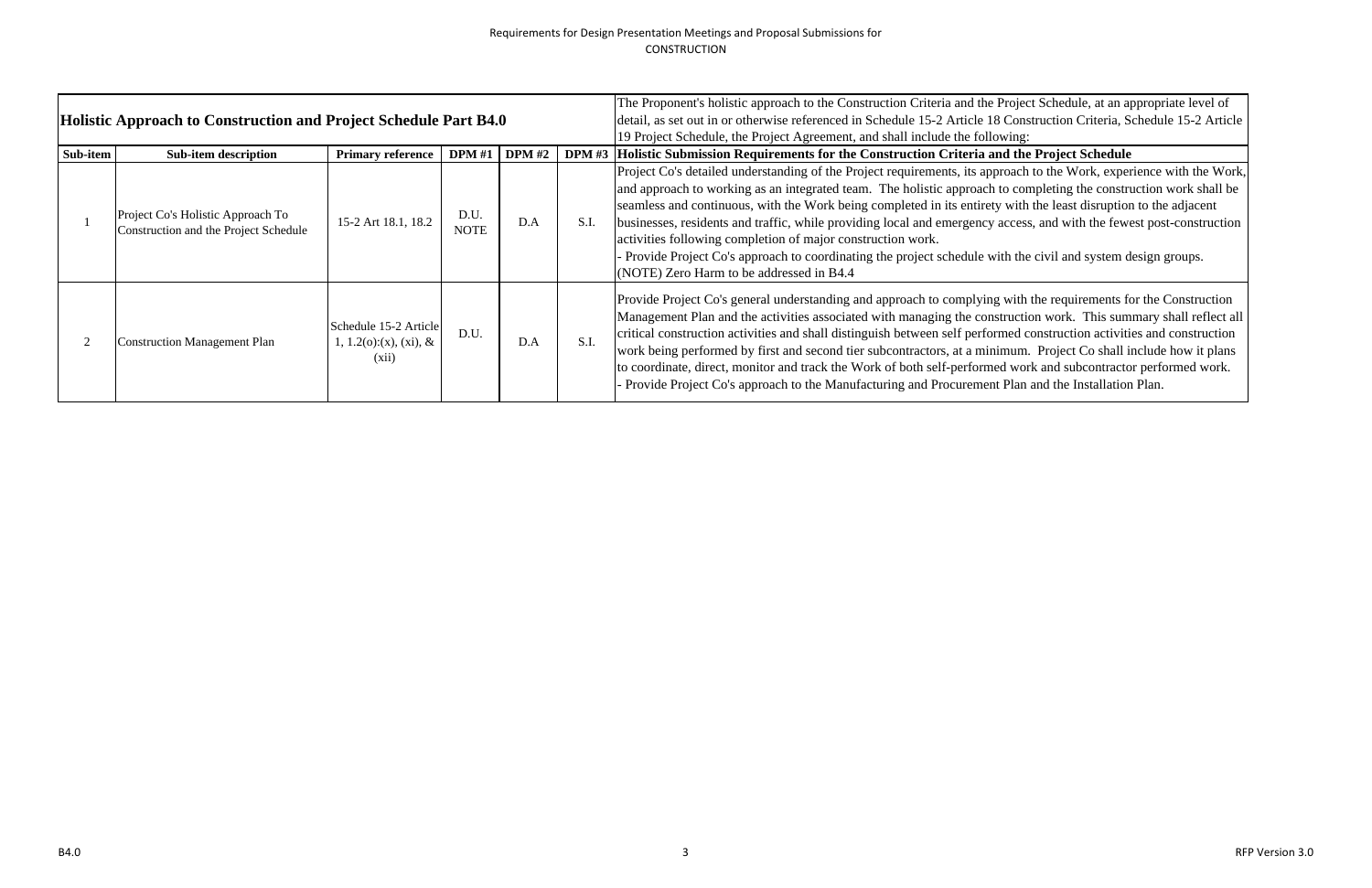| Holistic Approach to Construction and Project Schedule Part B4.0 | | | | | | The Proponent's holistic approach to the Construction Criteria and the Project Schedule, at an appropriate level of detail, as set out in or otherwise referenced in Schedule 15-2 Article 18 Construction Criteria, Schedule 15-2 Article 19 Project Schedule, the Project Agreement, and shall include the following: |
|---|---|---|---|---|---|---|
| **Sub-item** | **Sub-item description** | **Primary reference** | **DPM #1** | **DPM #2** | **DPM #3** | **Holistic Submission Requirements for the Construction Criteria and the Project Schedule** |
| 1 | Project Co's Holistic Approach To Construction and the Project Schedule | 15-2 Art 18.1, 18.2 | D.U. NOTE | D.A | S.I. | Project Co's detailed understanding of the Project requirements, its approach to the Work, experience with the Work, and approach to working as an integrated team. The holistic approach to completing the construction work shall be seamless and continuous, with the Work being completed in its entirety with the least disruption to the adjacent businesses, residents and traffic, while providing local and emergency access, and with the fewest post-construction activities following completion of major construction work.<br>- Provide Project Co's approach to coordinating the project schedule with the civil and system design groups.<br>(NOTE) Zero Harm to be addressed in B4.4 |
| 2 | Construction Management Plan | Schedule 15-2 Article 1, 1.2(o):(x), (xi), & (xii) | D.U. | D.A | S.I. | Provide Project Co's general understanding and approach to complying with the requirements for the Construction Management Plan and the activities associated with managing the construction work. This summary shall reflect all critical construction activities and shall distinguish between self performed construction activities and construction work being performed by first and second tier subcontractors, at a minimum. Project Co shall include how it plans to coordinate, direct, monitor and track the Work of both self-performed work and subcontractor performed work.<br>- Provide Project Co's approach to the Manufacturing and Procurement Plan and the Installation Plan. |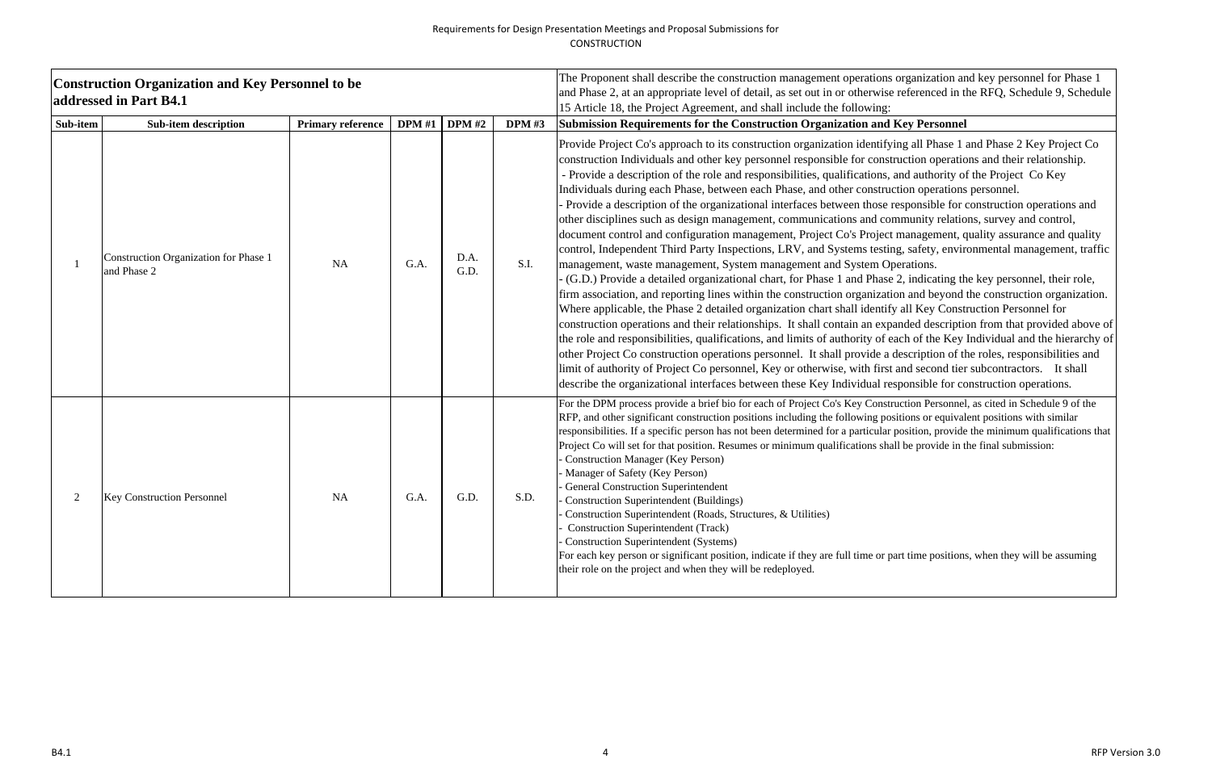Requirements for Design Presentation Meetings and Proposal Submissions for CONSTRUCTION

| **Construction Organization and Key Personnel to be addressed in Part B4.1** | | | | | | The Proponent shall describe the construction management operations organization and key personnel for Phase 1 and Phase 2, at an appropriate level of detail, as set out in or otherwise referenced in the RFQ, Schedule 9, Schedule 15 Article 18, the Project Agreement, and shall include the following: |
|---|---|---|---|---|---|---|
| **Sub-item** | **Sub-item description** | **Primary reference** | **DPM #1** | **DPM #2** | **DPM #3** | **Submission Requirements for the Construction Organization and Key Personnel** |
| 1 | Construction Organization for Phase 1 and Phase 2 | NA | G.A. | D.A. G.D. | S.I. | Provide Project Co's approach to its construction organization identifying all Phase 1 and Phase 2 Key Project Co construction Individuals and other key personnel responsible for construction operations and their relationship.<br>- Provide a description of the role and responsibilities, qualifications, and authority of the Project Co Key Individuals during each Phase, between each Phase, and other construction operations personnel.<br>- Provide a description of the organizational interfaces between those responsible for construction operations and other disciplines such as design management, communications and community relations, survey and control, document control and configuration management, Project Co's Project management, quality assurance and quality control, Independent Third Party Inspections, LRV, and Systems testing, safety, environmental management, traffic management, waste management, System management and System Operations.<br>- (G.D.) Provide a detailed organizational chart, for Phase 1 and Phase 2, indicating the key personnel, their role, firm association, and reporting lines within the construction organization and beyond the construction organization. Where applicable, the Phase 2 detailed organization chart shall identify all Key Construction Personnel for construction operations and their relationships. It shall contain an expanded description from that provided above of the role and responsibilities, qualifications, and limits of authority of each of the Key Individual and the hierarchy of other Project Co construction operations personnel. It shall provide a description of the roles, responsibilities and limit of authority of Project Co personnel, Key or otherwise, with first and second tier subcontractors. It shall describe the organizational interfaces between these Key Individual responsible for construction operations. |
| 2 | Key Construction Personnel | NA | G.A. | G.D. | S.D. | For the DPM process provide a brief bio for each of Project Co's Key Construction Personnel, as cited in Schedule 9 of the RFP, and other significant construction positions including the following positions or equivalent positions with similar responsibilities. If a specific person has not been determined for a particular position, provide the minimum qualifications that Project Co will set for that position. Resumes or minimum qualifications shall be provide in the final submission:<br>- Construction Manager (Key Person)<br>- Manager of Safety (Key Person)<br>- General Construction Superintendent<br>- Construction Superintendent (Buildings)<br>- Construction Superintendent (Roads, Structures, & Utilities)<br>- Construction Superintendent (Track)<br>- Construction Superintendent (Systems)<br>For each key person or significant position, indicate if they are full time or part time positions, when they will be assuming their role on the project and when they will be redeployed. |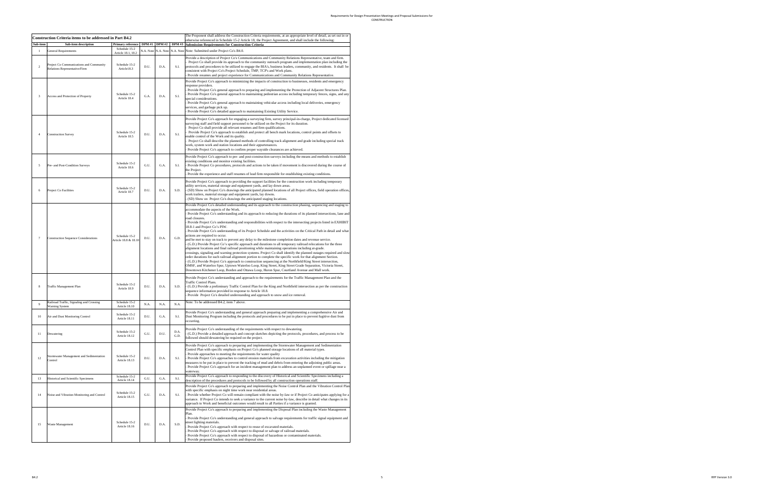| Construction Criteria items to be addressed in Part B4.2 | | | | | | The Proponent shall address the Construction Criteria requirements, at an appropriate level of detail, as set out in or otherwise referenced in Schedule 15-2 Article 18, the Project Agreement, and shall include the following: |
|---|---|---|---|---|---|---|
| Sub-item | Sub-item description | Primary reference | DPM #1 | DPM #2 | DPM #3 | Submission Requirements for Construction Criteria |
| 1 | General Requirements | Schedule 15-2 Article 18.1, 18.2 | N.A. Note | N.A. Note | N.A. Note | Note: Submitted under Project Co's B4.0. |
| 2 | Project Co Communications and Community Relations Representative/Firm | Schedule 15-2 Article18.3 | D.U. | D.A. | S.I. | Provide a description of Project Co's Communications and Community Relations Representative, team and firm.<br>- Project Co shall provide its approach to the community outreach program and implementation plan including the protocols and procedures to be utilized to engage the BIA's, business leaders, community, and residents. It shall be consistent with Project Co's Project Schedule, TMP, TCP's and Work plans.<br>- Provide resumes and project experience for Communications and Community Relations Representative. |
| 3 | Access and Protection of Property | Schedule 15-2 Article 18.4 | G.A. | D.A. | S.I. | Provide Project Co's approach to minimizing the impacts of construction to businesses, residents and emergency response providers.<br>- Provide Project Co's general approach to preparing and implementing the Protection of Adjacent Structures Plan.<br>- Provide Project Co's general approach to maintaining pedestrian access including temporary fences, signs, and any special considerations.<br>- Provide Project Co's general approach to maintaining vehicular access including local deliveries, emergency services, and garbage pick up.<br>- Provide Project Co's detailed approach to maintaining Existing Utility Service. |
| 4 | Construction Survey | Schedule 15-2 Article 18.5 | D.U. | D.A. | S.I. | Provide Project Co's approach for engaging a surveying firm, survey principal-in-charge, Project dedicated licensed surveying staff and field support personnel to be utilized on the Project for its duration.<br>- Project Co shall provide all relevant resumes and firm qualifications.<br>- Provide Project Co's approach to establish and protect all bench mark locations, control points and offsets to enable control of the Work and its quality.<br>- Project Co shall describe the planned methods of controlling track alignment and grade including special track work, system work and station locations and their appurtenances.<br>- Provide Project Co's approach to confirm proper wayside clearances are achieved. |
| 5 | Pre- and Post-Condition Surveys | Schedule 15-2 Article 18.6 | G.U. | G.A. | S.I. | Provide Project Co's approach to pre- and post-construction surveys including the means and methods to establish existing conditions and monitor existing facilities.<br>- Provide Project Co procedures, protocols and actions to be taken if movement is discovered during the course of the Project.<br>- Provide the experience and staff resumes of lead firm responsible for establishing existing conditions. |
| 6 | Project Co Facilities | Schedule 15-2 Article 18.7 | D.U. | D.A. | S.D. | Provide Project Co's approach to providing the support facilities for the construction work including temporary utility services, material storage and equipment yards, and lay down areas.<br>- (SD) Show on Project Co's drawings the anticipated planned locations of all Project offices, field operation offices, work trailers, material storage and equipment yards, lay downs.<br>- (SD) Show on Project Co's drawings the anticipated staging locations. |
| 7 | Construction Sequence Considerations | Schedule 15-2 Article 18.8 & 18.10 | D.U. | D.A. | G.D. | Provide Project Co's detailed understanding and its approach to the construction phasing, sequencing and staging to accommodate the aspects of the Work.<br>- Provide Project Co's understanding and its approach to reducing the durations of its planned intersections, lane and road closures.<br>- Provide Project Co's understanding and responsibilities with respect to the intersecting projects listed in EXHIBIT 18.8-1 and Project Co's PIW.<br>- Provide Project Co's understanding of its Project Schedule and the activities on the Critical Path in detail and what actions are required to occur.<br>and be met to stay on track to prevent any delay to the milestone completion dates and revenue service.<br>- (G.D.) Provide Project Co's specific approach and durations to all temporary railroad relocations for the three alignment locations and final railroad positioning while maintaining operations including at-grade.<br>crossings, signaling and warning protection systems. Project Co shall identify the planned outages required and slow order durations for each railroad alignment portion to complete the specific work for that alignment Section.<br>- (G.D.) Provide Project Co's approach to construction sequencing at the Northfield/King Street intersection, OMSF, and Waterloo Spur, Uptown Waterloo Loop, King Street, King Street Grade Separation, Victoria Street, Downtown Kitchener Loop, Borden and Ottawa Loop, Huron Spur, Courtland Avenue and Mall work. |
| 8 | Traffic Management Plan | Schedule 15-2 Article 18.9 | D.U. | D.A. | S.D. | Provide Project Co's understanding and approach to the requirements for the Traffic Management Plan and the Traffic Control Plans.<br>- (G.D.) Provide a preliminary Traffic Control Plan for the King and Northfield intersection as per the construction sequence information provided in response to Article 18.8.<br>- Provide Project Co's detailed understanding and approach to snow and ice removal. |
| 9 | Railroad Traffic, Signaling and Crossing Warning System | Schedule 15-2 Article 18.10 | N.A. | N.A. | N.A. | Note: To be addressed B4.2, item 7 above. |
| 10 | Air and Dust Monitoring Control | Schedule 15-2 Article 18.11 | D.U. | G.A. | S.I. | Provide Project Co's understanding and general approach preparing and implementing a comprehensive Air and Dust Monitoring Program including the protocols and procedures to be put in place to prevent fugitive dust from occurring. |
| 11 | Dewatering | Schedule 15-2 Article 18.12 | G.U. | D.U. | D.A. G.D. | Provide Project Co's understanding of the requirements with respect to dewatering.<br>- (G.D.) Provide a detailed approach and concept sketches depicting the protocols, procedures, and process to be followed should dewatering be required on the project. |
| 12 | Stormwater Management and Sedimentation Control | Schedule 15-2 Article 18.13 | D.U. | D.A. | S.I. | Provide Project Co's approach to preparing and implementing the Stormwater Management and Sedimentation Control Plan with specific emphasis on Project Co's planned storage locations of all material types.<br>- Provide approaches to meeting the requirements for water quality<br>- Provide Project Co's approaches to control erosion materials from excavation activities including the mitigation measures to be put in place to prevent the tracking of mud and debris from entering the adjoining public areas.<br>- Provide Project Co's approach for an incident management plan to address an unplanned event or spillage near a waterway. |
| 13 | Historical and Scientific Specimens | Schedule 15-2 Article 18.14 | G.U. | G.A. | S.I. | Provide Project Co's approach to responding to the discovery of Historical and Scientific Specimens including a description of the procedures and protocols to be followed by all construction operations staff. |
| 14 | Noise and Vibration Monitoring and Control | Schedule 15-2 Article 18.15 | G.U. | D.A. | S.I. | Provide Project Co's approach to preparing and implementing the Noise Control Plan and the Vibration Control Plan with specific emphasis on night time work near residential areas.<br>- Provide whether Project Co will remain compliant with the noise by-law or if Project Co anticipates applying for a variance. If Project Co intends to seek a variance to the current noise by-law, describe in detail what changes in its approach to Work and beneficial outcomes would result to all Parties if a variance is granted. |
| 15 | Waste Management | Schedule 15-2 Article 18.16 | D.U. | D.A. | S.D. | Provide Project Co's approach to preparing and implementing the Disposal Plan including the Waste Management Plan.<br>- Provide Project Co's understanding and general approach to salvage requirements for traffic signal equipment and street lighting materials.<br>- Provide Project Co's approach with respect to reuse of excavated materials.<br>- Provide Project Co's approach with respect to disposal or salvage of railroad materials.<br>- Provide Project Co's approach with respect to disposal of hazardous or contaminated materials.<br>- Provide proposed haulers, receivers and disposal sites. |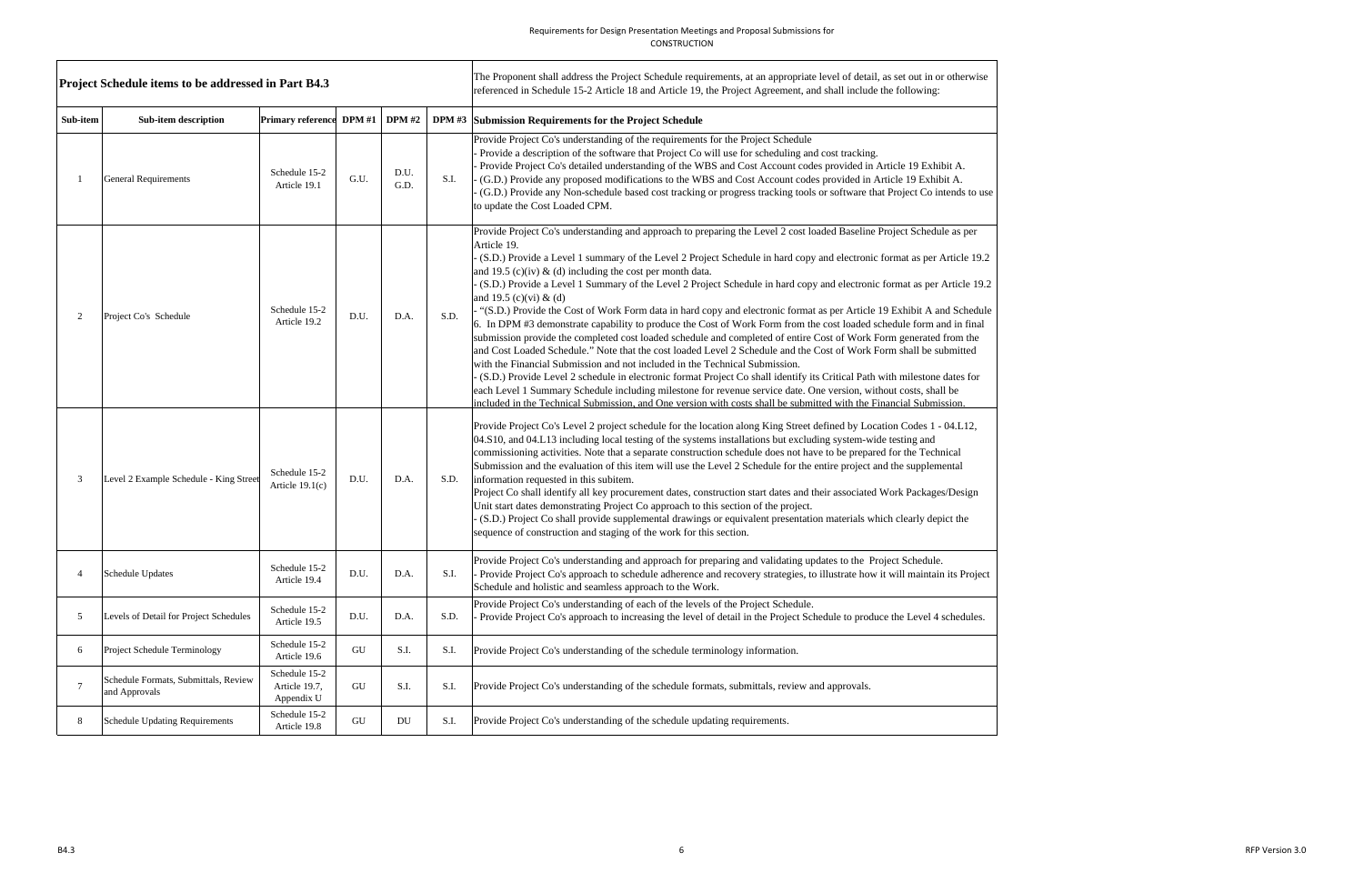Requirements for Design Presentation Meetings and Proposal Submissions for CONSTRUCTION

| Project Schedule items to be addressed in Part B4.3 | | | | | | The Proponent shall address the Project Schedule requirements, at an appropriate level of detail, as set out in or otherwise referenced in Schedule 15-2 Article 18 and Article 19, the Project Agreement, and shall include the following: |
|---|---|---|---|---|---|---|
| **Sub-item** | **Sub-item description** | **Primary reference** | **DPM #1** | **DPM #2** | **DPM #3** | **Submission Requirements for the Project Schedule** |
| 1 | General Requirements | Schedule 15-2 Article 19.1 | G.U. | D.U. G.D. | S.I. | Provide Project Co's understanding of the requirements for the Project Schedule<br>- Provide a description of the software that Project Co will use for scheduling and cost tracking.<br>- Provide Project Co's detailed understanding of the WBS and Cost Account codes provided in Article 19 Exhibit A.<br>- (G.D.) Provide any proposed modifications to the WBS and Cost Account codes provided in Article 19 Exhibit A.<br>- (G.D.) Provide any Non-schedule based cost tracking or progress tracking tools or software that Project Co intends to use to update the Cost Loaded CPM. |
| 2 | Project Co's Schedule | Schedule 15-2 Article 19.2 | D.U. | D.A. | S.D. | Provide Project Co's understanding and approach to preparing the Level 2 cost loaded Baseline Project Schedule as per Article 19.<br>- (S.D.) Provide a Level 1 summary of the Level 2 Project Schedule in hard copy and electronic format as per Article 19.2 and 19.5 (c)(iv) & (d) including the cost per month data.<br>- (S.D.) Provide a Level 1 Summary of the Level 2 Project Schedule in hard copy and electronic format as per Article 19.2 and 19.5 (c)(vi) & (d)<br>- "(S.D.) Provide the Cost of Work Form data in hard copy and electronic format as per Article 19 Exhibit A and Schedule 6. In DPM #3 demonstrate capability to produce the Cost of Work Form from the cost loaded schedule form and in final submission provide the completed cost loaded schedule and completed of entire Cost of Work Form generated from the and Cost Loaded Schedule." Note that the cost loaded Level 2 Schedule and the Cost of Work Form shall be submitted with the Financial Submission and not included in the Technical Submission.<br>- (S.D.) Provide Level 2 schedule in electronic format Project Co shall identify its Critical Path with milestone dates for each Level 1 Summary Schedule including milestone for revenue service date. One version, without costs, shall be included in the Technical Submission, and One version with costs shall be submitted with the Financial Submission. |
| 3 | Level 2 Example Schedule - King Street | Schedule 15-2 Article 19.1(c) | D.U. | D.A. | S.D. | Provide Project Co's Level 2 project schedule for the location along King Street defined by Location Codes 1 - 04.L12, 04.S10, and 04.L13 including local testing of the systems installations but excluding system-wide testing and commissioning activities. Note that a separate construction schedule does not have to be prepared for the Technical Submission and the evaluation of this item will use the Level 2 Schedule for the entire project and the supplemental information requested in this subitem.<br>Project Co shall identify all key procurement dates, construction start dates and their associated Work Packages/Design Unit start dates demonstrating Project Co approach to this section of the project.<br>- (S.D.) Project Co shall provide supplemental drawings or equivalent presentation materials which clearly depict the sequence of construction and staging of the work for this section. |
| 4 | Schedule Updates | Schedule 15-2 Article 19.4 | D.U. | D.A. | S.I. | Provide Project Co's understanding and approach for preparing and validating updates to the Project Schedule.<br>- Provide Project Co's approach to schedule adherence and recovery strategies, to illustrate how it will maintain its Project Schedule and holistic and seamless approach to the Work. |
| 5 | Levels of Detail for Project Schedules | Schedule 15-2 Article 19.5 | D.U. | D.A. | S.D. | Provide Project Co's understanding of each of the levels of the Project Schedule.<br>- Provide Project Co's approach to increasing the level of detail in the Project Schedule to produce the Level 4 schedules. |
| 6 | Project Schedule Terminology | Schedule 15-2 Article 19.6 | GU | S.I. | S.I. | Provide Project Co's understanding of the schedule terminology information. |
| 7 | Schedule Formats, Submittals, Review and Approvals | Schedule 15-2 Article 19.7, Appendix U | GU | S.I. | S.I. | Provide Project Co's understanding of the schedule formats, submittals, review and approvals. |
| 8 | Schedule Updating Requirements | Schedule 15-2 Article 19.8 | GU | DU | S.I. | Provide Project Co's understanding of the schedule updating requirements. |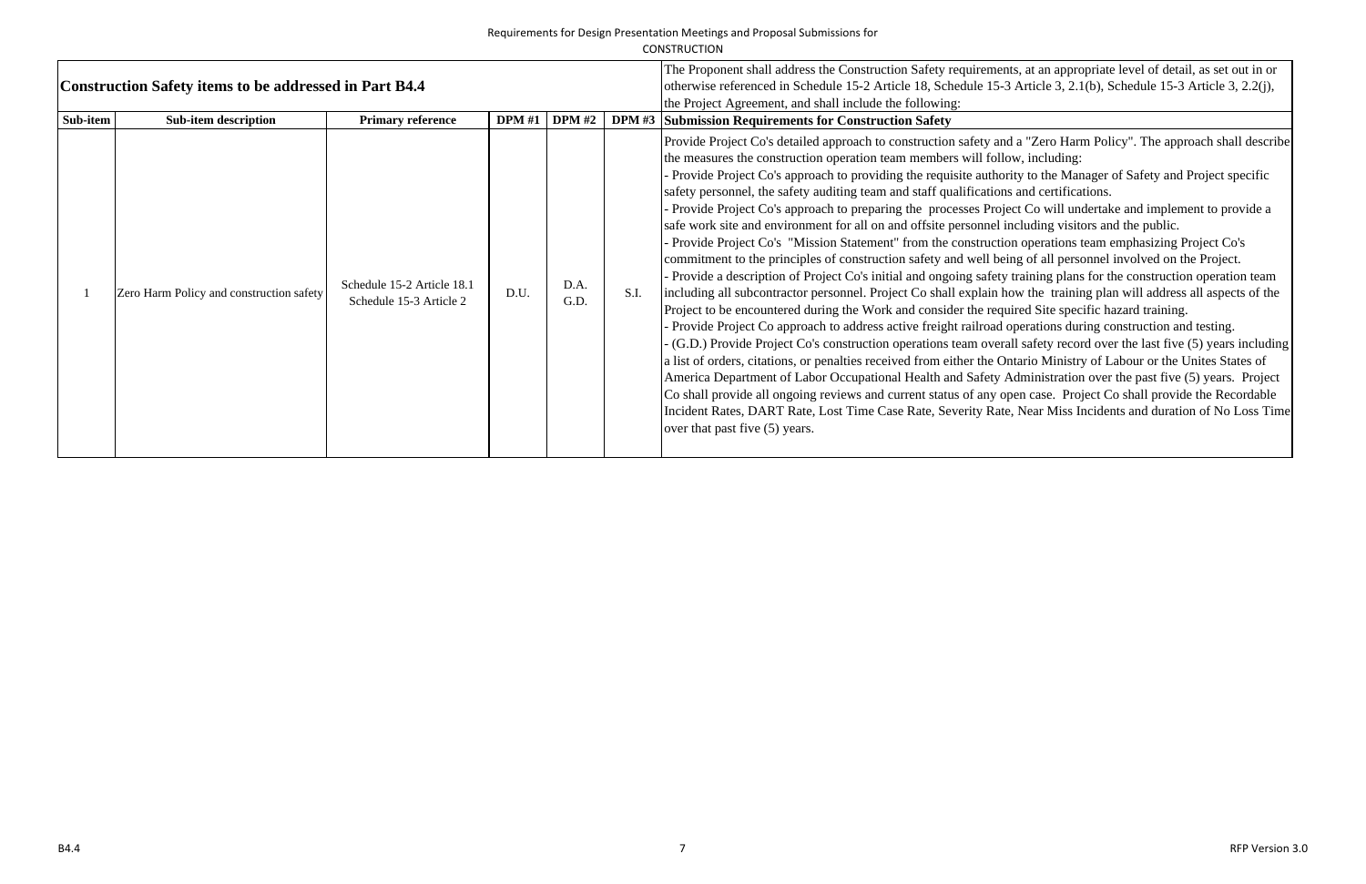Requirements for Design Presentation Meetings and Proposal Submissions for CONSTRUCTION

| Construction Safety items to be addressed in Part B4.4 | | | | | | The Proponent shall address the Construction Safety requirements, at an appropriate level of detail, as set out in or otherwise referenced in Schedule 15-2 Article 18, Schedule 15-3 Article 3, 2.1(b), Schedule 15-3 Article 3, 2.2(j), the Project Agreement, and shall include the following: |
|---|---|---|---|---|---|---|
| **Sub-item** | **Sub-item description** | **Primary reference** | **DPM #1** | **DPM #2** | **DPM #3** | **Submission Requirements for Construction Safety** |
| 1 | Zero Harm Policy and construction safety | Schedule 15-2 Article 18.1<br>Schedule 15-3 Article 2 | D.U. | D.A.<br>G.D. | S.I. | Provide Project Co's detailed approach to construction safety and a "Zero Harm Policy". The approach shall describe the measures the construction operation team members will follow, including:<br>- Provide Project Co's approach to providing the requisite authority to the Manager of Safety and Project specific safety personnel, the safety auditing team and staff qualifications and certifications.<br>- Provide Project Co's approach to preparing the processes Project Co will undertake and implement to provide a safe work site and environment for all on and offsite personnel including visitors and the public.<br>- Provide Project Co's "Mission Statement" from the construction operations team emphasizing Project Co's commitment to the principles of construction safety and well being of all personnel involved on the Project.<br>- Provide a description of Project Co's initial and ongoing safety training plans for the construction operation team including all subcontractor personnel. Project Co shall explain how the training plan will address all aspects of the Project to be encountered during the Work and consider the required Site specific hazard training.<br>- Provide Project Co approach to address active freight railroad operations during construction and testing.<br>- (G.D.) Provide Project Co's construction operations team overall safety record over the last five (5) years including a list of orders, citations, or penalties received from either the Ontario Ministry of Labour or the Unites States of America Department of Labor Occupational Health and Safety Administration over the past five (5) years. Project Co shall provide all ongoing reviews and current status of any open case. Project Co shall provide the Recordable Incident Rates, DART Rate, Lost Time Case Rate, Severity Rate, Near Miss Incidents and duration of No Loss Time over that past five (5) years. |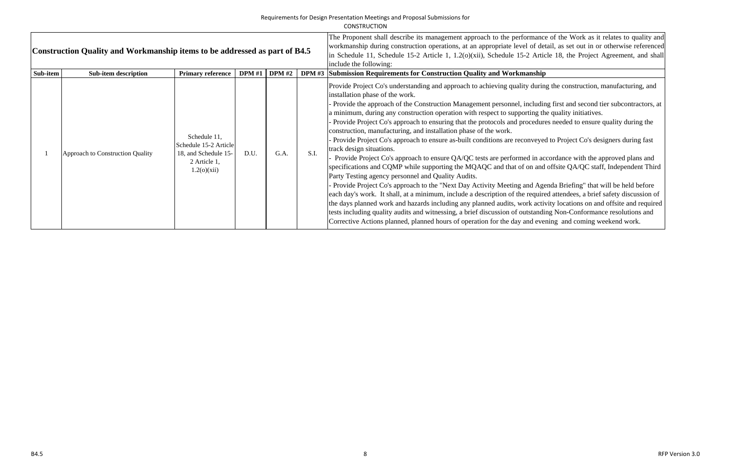Requirements for Design Presentation Meetings and Proposal Submissions for

CONSTRUCTION

| **Construction Quality and Workmanship items to be addressed as part of B4.5** | | | | | | The Proponent shall describe its management approach to the performance of the Work as it relates to quality and workmanship during construction operations, at an appropriate level of detail, as set out in or otherwise referenced in Schedule 11, Schedule 15-2 Article 1, 1.2(o)(xii), Schedule 15-2 Article 18, the Project Agreement, and shall include the following: |
|---|---|---|---|---|---|---|
| **Sub-item** | **Sub-item description** | **Primary reference** | **DPM #1** | **DPM #2** | **DPM #3** | **Submission Requirements for Construction Quality and Workmanship** |
| 1 | Approach to Construction Quality | Schedule 11, Schedule 15-2 Article 18, and Schedule 15-2 Article 1, 1.2(o)(xii) | D.U. | G.A. | S.I. | Provide Project Co's understanding and approach to achieving quality during the construction, manufacturing, and installation phase of the work.<br>- Provide the approach of the Construction Management personnel, including first and second tier subcontractors, at a minimum, during any construction operation with respect to supporting the quality initiatives.<br>- Provide Project Co's approach to ensuring that the protocols and procedures needed to ensure quality during the construction, manufacturing, and installation phase of the work.<br>- Provide Project Co's approach to ensure as-built conditions are reconveyed to Project Co's designers during fast track design situations.<br>- Provide Project Co's approach to ensure QA/QC tests are performed in accordance with the approved plans and specifications and CQMP while supporting the MQAQC and that of on and offsite QA/QC staff, Independent Third Party Testing agency personnel and Quality Audits.<br>- Provide Project Co's approach to the "Next Day Activity Meeting and Agenda Briefing" that will be held before each day's work. It shall, at a minimum, include a description of the required attendees, a brief safety discussion of the days planned work and hazards including any planned audits, work activity locations on and offsite and required tests including quality audits and witnessing, a brief discussion of outstanding Non-Conformance resolutions and Corrective Actions planned, planned hours of operation for the day and evening and coming weekend work. |